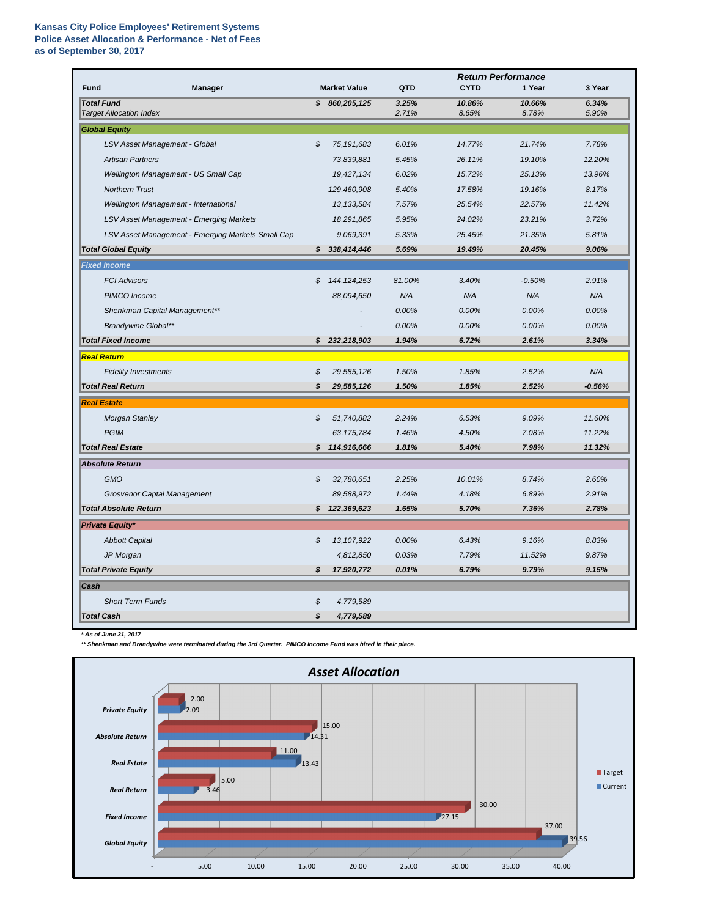**Kansas City Police Employees' Retirement Systems**
**Police Asset Allocation & Performance - Net of Fees**
**as of September 30, 2017**

| Fund | Manager | | Market Value | QTD | CYTD | 1 Year | 3 Year |
|---|---|---|---|---|---|---|---|
| | | | | | *Return Performance* | | |
| ***Total Fund*** | | $ | ***860,205,125*** | ***3.25%*** | ***10.86%*** | ***10.66%*** | ***6.34%*** |
| *Target Allocation Index* | | | | *2.71%* | *8.65%* | *8.78%* | *5.90%* |
| ***Global Equity*** | | | | | | | |
| | *LSV Asset Management - Global* | $ | *75,191,683* | *6.01%* | *14.77%* | *21.74%* | *7.78%* |
| | *Artisan Partners* | | *73,839,881* | *5.45%* | *26.11%* | *19.10%* | *12.20%* |
| | *Wellington Management - US Small Cap* | | *19,427,134* | *6.02%* | *15.72%* | *25.13%* | *13.96%* |
| | *Northern Trust* | | *129,460,908* | *5.40%* | *17.58%* | *19.16%* | *8.17%* |
| | *Wellington Management - International* | | *13,133,584* | *7.57%* | *25.54%* | *22.57%* | *11.42%* |
| | *LSV Asset Management - Emerging Markets* | | *18,291,865* | *5.95%* | *24.02%* | *23.21%* | *3.72%* |
| | *LSV Asset Management - Emerging Markets Small Cap* | | *9,069,391* | *5.33%* | *25.45%* | *21.35%* | *5.81%* |
| ***Total Global Equity*** | | $ | ***338,414,446*** | ***5.69%*** | ***19.49%*** | ***20.45%*** | ***9.06%*** |
| ***Fixed Income*** | | | | | | | |
| | *FCI Advisors* | $ | *144,124,253* | *81.00%* | *3.40%* | *-0.50%* | *2.91%* |
| | *PIMCO Income* | | *88,094,650* | *N/A* | *N/A* | *N/A* | *N/A* |
| | *Shenkman Capital Management*** | | *-* | *0.00%* | *0.00%* | *0.00%* | *0.00%* |
| | *Brandywine Global*** | | *-* | *0.00%* | *0.00%* | *0.00%* | *0.00%* |
| ***Total Fixed Income*** | | $ | ***232,218,903*** | ***1.94%*** | ***6.72%*** | ***2.61%*** | ***3.34%*** |
| ***Real Return*** | | | | | | | |
| | *Fidelity Investments* | $ | *29,585,126* | *1.50%* | *1.85%* | *2.52%* | *N/A* |
| ***Total Real Return*** | | $ | ***29,585,126*** | ***1.50%*** | ***1.85%*** | ***2.52%*** | ***-0.56%*** |
| ***Real Estate*** | | | | | | | |
| | *Morgan Stanley* | $ | *51,740,882* | *2.24%* | *6.53%* | *9.09%* | *11.60%* |
| | *PGIM* | | *63,175,784* | *1.46%* | *4.50%* | *7.08%* | *11.22%* |
| ***Total Real Estate*** | | $ | ***114,916,666*** | ***1.81%*** | ***5.40%*** | ***7.98%*** | ***11.32%*** |
| ***Absolute Return*** | | | | | | | |
| | *GMO* | $ | *32,780,651* | *2.25%* | *10.01%* | *8.74%* | *2.60%* |
| | *Grosvenor Captal Management* | | *89,588,972* | *1.44%* | *4.18%* | *6.89%* | *2.91%* |
| ***Total Absolute Return*** | | $ | ***122,369,623*** | ***1.65%*** | ***5.70%*** | ***7.36%*** | ***2.78%*** |
| ***Private Equity**** | | | | | | | |
| | *Abbott Capital* | $ | *13,107,922* | *0.00%* | *6.43%* | *9.16%* | *8.83%* |
| | *JP Morgan* | | *4,812,850* | *0.03%* | *7.79%* | *11.52%* | *9.87%* |
| ***Total Private Equity*** | | $ | ***17,920,772*** | ***0.01%*** | ***6.79%*** | ***9.79%*** | ***9.15%*** |
| ***Cash*** | | | | | | | |
| | *Short Term Funds* | $ | *4,779,589* | | | | |
| ***Total Cash*** | | $ | ***4,779,589*** | | | | |

***** As of June 31, 2017***

****** Shenkman and Brandywine were terminated during the 3rd Quarter. PIMCO Income Fund was hired in their place.***

## Asset Allocation

| Asset Class | Target | Current |
|---|---|---|
| Private Equity | 2.00 | 2.09 |
| Absolute Return | 15.00 | 14.31 |
| Real Estate | 11.00 | 13.43 |
| Real Return | 5.00 | 3.46 |
| Fixed Income | 30.00 | 27.15 |
| Global Equity | 37.00 | 39.56 |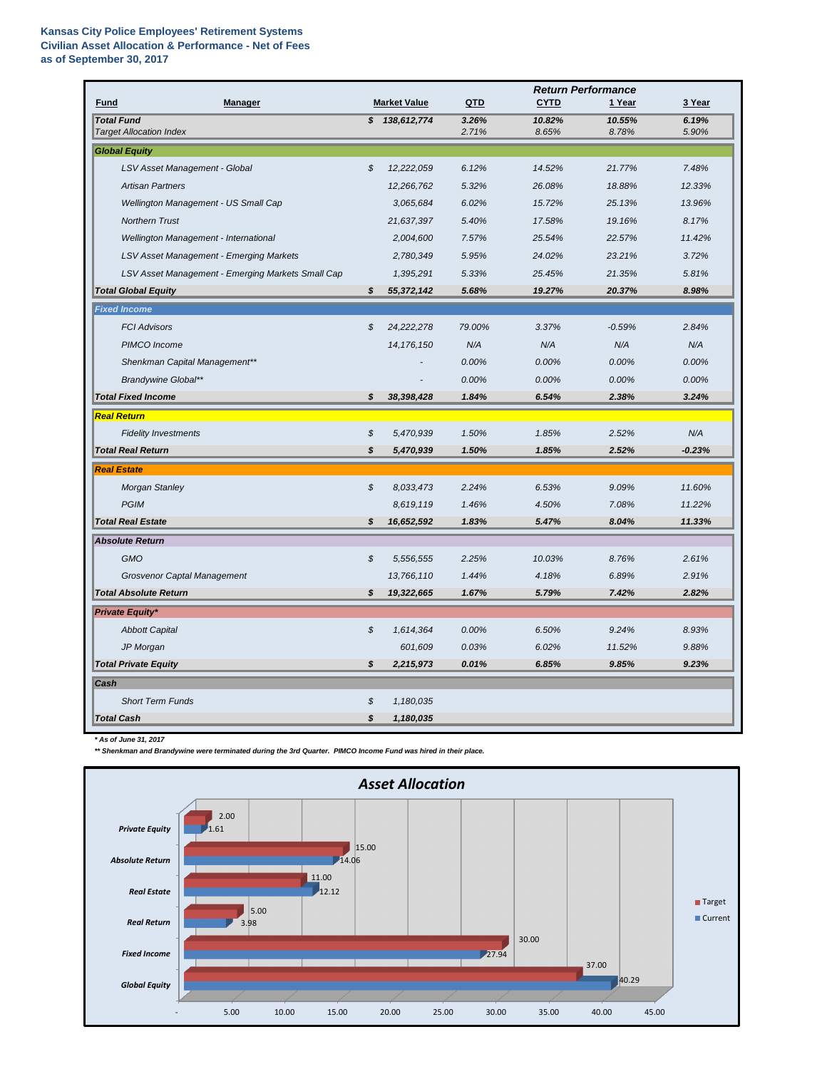**Kansas City Police Employees' Retirement Systems**
**Civilian Asset Allocation & Performance - Net of Fees**
**as of September 30, 2017**

| Fund | Manager | Market Value | QTD | CYTD | 1 Year | 3 Year |
|---|---|---|---|---|---|---|
| | | | | ***Return Performance*** | | |
| ***Total Fund*** | | ***$ 138,612,774*** | ***3.26%*** | ***10.82%*** | ***10.55%*** | ***6.19%*** |
| *Target Allocation Index* | | | *2.71%* | *8.65%* | *8.78%* | *5.90%* |
| ***Global Equity*** | | | | | | |
| | *LSV Asset Management - Global* | *$ 12,222,059* | *6.12%* | *14.52%* | *21.77%* | *7.48%* |
| | *Artisan Partners* | *12,266,762* | *5.32%* | *26.08%* | *18.88%* | *12.33%* |
| | *Wellington Management - US Small Cap* | *3,065,684* | *6.02%* | *15.72%* | *25.13%* | *13.96%* |
| | *Northern Trust* | *21,637,397* | *5.40%* | *17.58%* | *19.16%* | *8.17%* |
| | *Wellington Management - International* | *2,004,600* | *7.57%* | *25.54%* | *22.57%* | *11.42%* |
| | *LSV Asset Management - Emerging Markets* | *2,780,349* | *5.95%* | *24.02%* | *23.21%* | *3.72%* |
| | *LSV Asset Management - Emerging Markets Small Cap* | *1,395,291* | *5.33%* | *25.45%* | *21.35%* | *5.81%* |
| ***Total Global Equity*** | | ***$ 55,372,142*** | ***5.68%*** | ***19.27%*** | ***20.37%*** | ***8.98%*** |
| ***Fixed Income*** | | | | | | |
| | *FCI Advisors* | *$ 24,222,278* | *79.00%* | *3.37%* | *-0.59%* | *2.84%* |
| | *PIMCO Income* | *14,176,150* | *N/A* | *N/A* | *N/A* | *N/A* |
| | *Shenkman Capital Management\*\** | *-* | *0.00%* | *0.00%* | *0.00%* | *0.00%* |
| | *Brandywine Global\*\** | *-* | *0.00%* | *0.00%* | *0.00%* | *0.00%* |
| ***Total Fixed Income*** | | ***$ 38,398,428*** | ***1.84%*** | ***6.54%*** | ***2.38%*** | ***3.24%*** |
| ***Real Return*** | | | | | | |
| | *Fidelity Investments* | *$ 5,470,939* | *1.50%* | *1.85%* | *2.52%* | *N/A* |
| ***Total Real Return*** | | ***$ 5,470,939*** | ***1.50%*** | ***1.85%*** | ***2.52%*** | ***-0.23%*** |
| ***Real Estate*** | | | | | | |
| | *Morgan Stanley* | *$ 8,033,473* | *2.24%* | *6.53%* | *9.09%* | *11.60%* |
| | *PGIM* | *8,619,119* | *1.46%* | *4.50%* | *7.08%* | *11.22%* |
| ***Total Real Estate*** | | ***$ 16,652,592*** | ***1.83%*** | ***5.47%*** | ***8.04%*** | ***11.33%*** |
| ***Absolute Return*** | | | | | | |
| | *GMO* | *$ 5,556,555* | *2.25%* | *10.03%* | *8.76%* | *2.61%* |
| | *Grosvenor Captal Management* | *13,766,110* | *1.44%* | *4.18%* | *6.89%* | *2.91%* |
| ***Total Absolute Return*** | | ***$ 19,322,665*** | ***1.67%*** | ***5.79%*** | ***7.42%*** | ***2.82%*** |
| ***Private Equity\**** | | | | | | |
| | *Abbott Capital* | *$ 1,614,364* | *0.00%* | *6.50%* | *9.24%* | *8.93%* |
| | *JP Morgan* | *601,609* | *0.03%* | *6.02%* | *11.52%* | *9.88%* |
| ***Total Private Equity*** | | ***$ 2,215,973*** | ***0.01%*** | ***6.85%*** | ***9.85%*** | ***9.23%*** |
| ***Cash*** | | | | | | |
| | *Short Term Funds* | *$ 1,180,035* | | | | |
| ***Total Cash*** | | ***$ 1,180,035*** | | | | |

*\* As of June 31, 2017*

*\*\* Shenkman and Brandywine were terminated during the 3rd Quarter. PIMCO Income Fund was hired in their place.*

**Asset Allocation**

Private Equity 2.00 1.61
Absolute Return 15.00 14.06
Real Estate 11.00 12.12
Real Return 5.00 3.98
Fixed Income 30.00 27.94
Global Equity 37.00 40.29

- 5.00 10.00 15.00 20.00 25.00 30.00 35.00 40.00 45.00

Target
Current